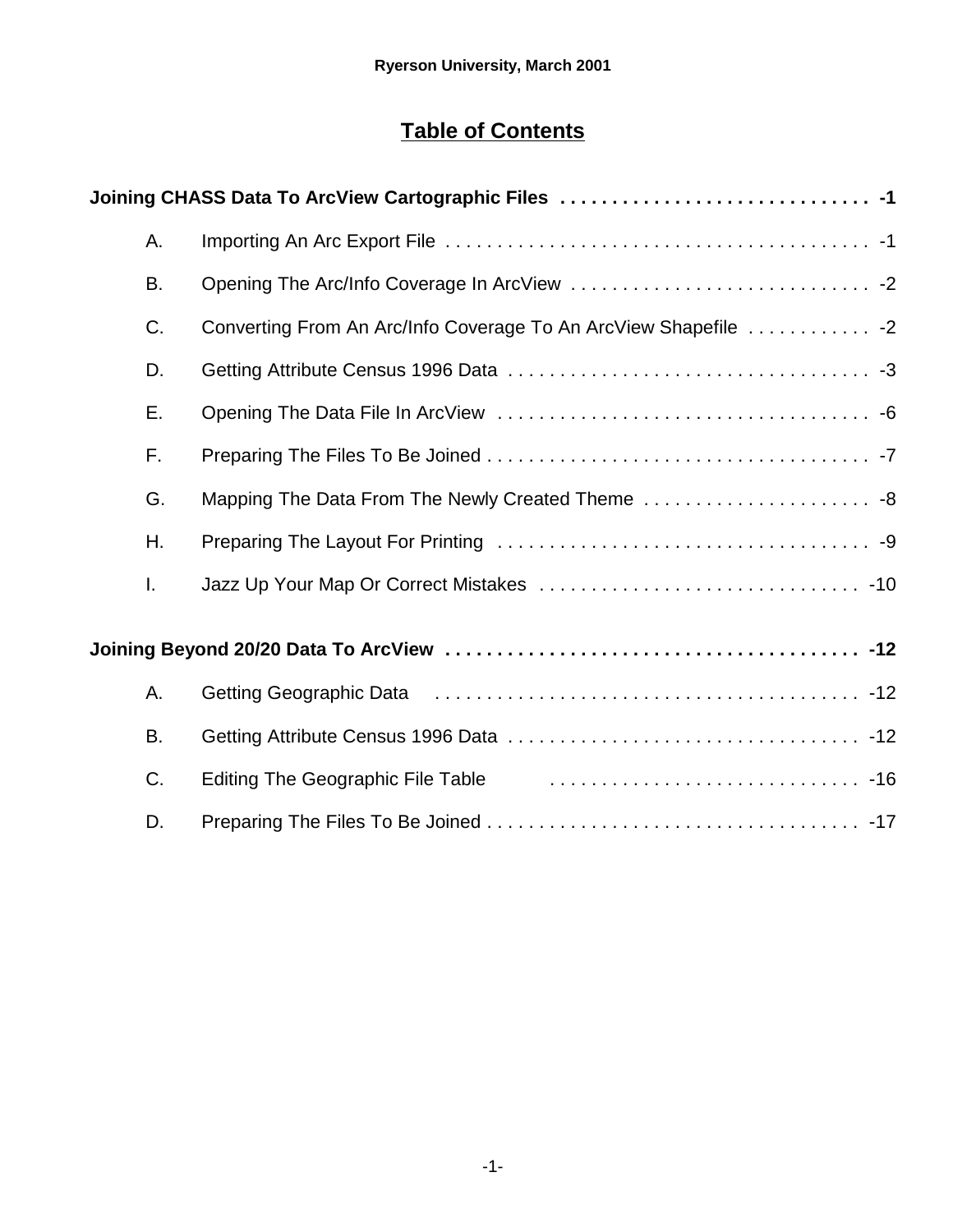Ryerson University, March 2001

# Table of Contents

**Joining CHASS Data To ArcView Cartographic Files . . . . . . . . . . . . . . . . . . . . . . . . . . . . . . -1**

- A. Importing An Arc Export File . . . . . . . . . . . . . . . . . . . . . . . . . . . . . . . . . . . . . . . . . . -1
- B. Opening The Arc/Info Coverage In ArcView . . . . . . . . . . . . . . . . . . . . . . . . . . . . . . -2
- C. Converting From An Arc/Info Coverage To An ArcView Shapefile . . . . . . . . . . . . -2
- D. Getting Attribute Census 1996 Data . . . . . . . . . . . . . . . . . . . . . . . . . . . . . . . . . . . . -3
- E. Opening The Data File In ArcView . . . . . . . . . . . . . . . . . . . . . . . . . . . . . . . . . . . . . -6
- F. Preparing The Files To Be Joined . . . . . . . . . . . . . . . . . . . . . . . . . . . . . . . . . . . . . . -7
- G. Mapping The Data From The Newly Created Theme . . . . . . . . . . . . . . . . . . . . . . . -8
- H. Preparing The Layout For Printing . . . . . . . . . . . . . . . . . . . . . . . . . . . . . . . . . . . . . -9
- I. Jazz Up Your Map Or Correct Mistakes . . . . . . . . . . . . . . . . . . . . . . . . . . . . . . . . -10

**Joining Beyond 20/20 Data To ArcView . . . . . . . . . . . . . . . . . . . . . . . . . . . . . . . . . . . . . . . . -12**

- A. Getting Geographic Data . . . . . . . . . . . . . . . . . . . . . . . . . . . . . . . . . . . . . . . . . . -12
- B. Getting Attribute Census 1996 Data . . . . . . . . . . . . . . . . . . . . . . . . . . . . . . . . . . . -12
- C. Editing The Geographic File Table . . . . . . . . . . . . . . . . . . . . . . . . . . . . . . . -16
- D. Preparing The Files To Be Joined . . . . . . . . . . . . . . . . . . . . . . . . . . . . . . . . . . . . . -17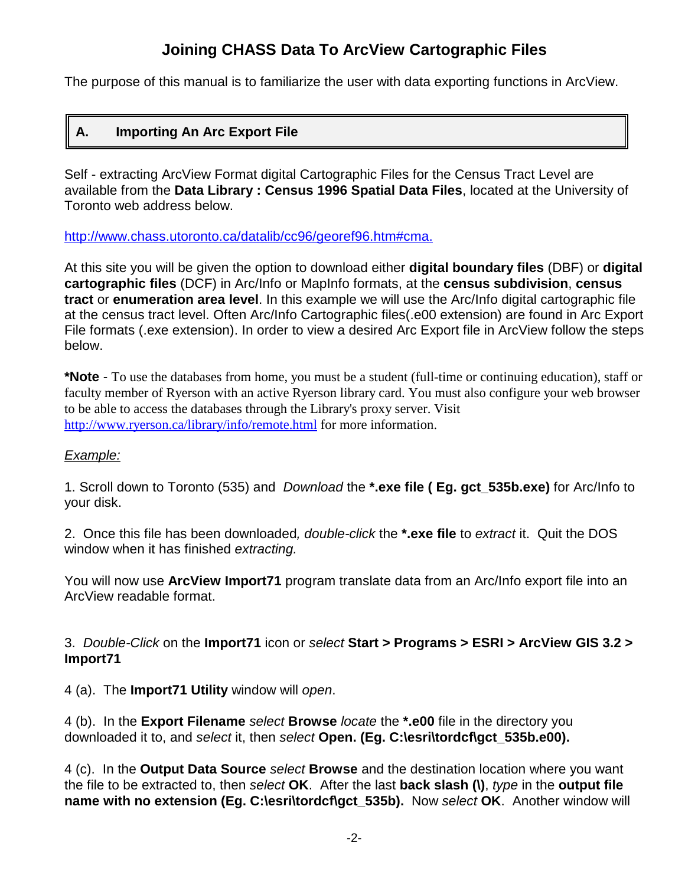# Joining CHASS Data To ArcView Cartographic Files

The purpose of this manual is to familiarize the user with data exporting functions in ArcView.

## A. Importing An Arc Export File

Self - extracting ArcView Format digital Cartographic Files for the Census Tract Level are available from the **Data Library : Census 1996 Spatial Data Files**, located at the University of Toronto web address below.

http://www.chass.utoronto.ca/datalib/cc96/georef96.htm#cma.

At this site you will be given the option to download either **digital boundary files** (DBF) or **digital cartographic files** (DCF) in Arc/Info or MapInfo formats, at the **census subdivision**, **census tract** or **enumeration area level**. In this example we will use the Arc/Info digital cartographic file at the census tract level. Often Arc/Info Cartographic files(.e00 extension) are found in Arc Export File formats (.exe extension). In order to view a desired Arc Export file in ArcView follow the steps below.

**\*Note** - To use the databases from home, you must be a student (full-time or continuing education), staff or faculty member of Ryerson with an active Ryerson library card. You must also configure your web browser to be able to access the databases through the Library's proxy server. Visit http://www.ryerson.ca/library/info/remote.html for more information.

*Example:*

1. Scroll down to Toronto (535) and *Download* the **\*.exe file ( Eg. gct_535b.exe)** for Arc/Info to your disk.

2. Once this file has been downloaded*, double-click* the **\*.exe file** to *extract* it. Quit the DOS window when it has finished *extracting.*

You will now use **ArcView Import71** program translate data from an Arc/Info export file into an ArcView readable format.

3. *Double-Click* on the **Import71** icon or *select* **Start > Programs > ESRI > ArcView GIS 3.2 > Import71**

4 (a). The **Import71 Utility** window will *open*.

4 (b). In the **Export Filename** *select* **Browse** *locate* the **\*.e00** file in the directory you downloaded it to, and *select* it, then *select* **Open. (Eg. C:\esri\tordcf\gct_535b.e00).**

4 (c). In the **Output Data Source** *select* **Browse** and the destination location where you want the file to be extracted to, then *select* **OK**. After the last **back slash (\)**, *type* in the **output file name with no extension (Eg. C:\esri\tordcf\gct_535b).** Now *select* **OK**. Another window will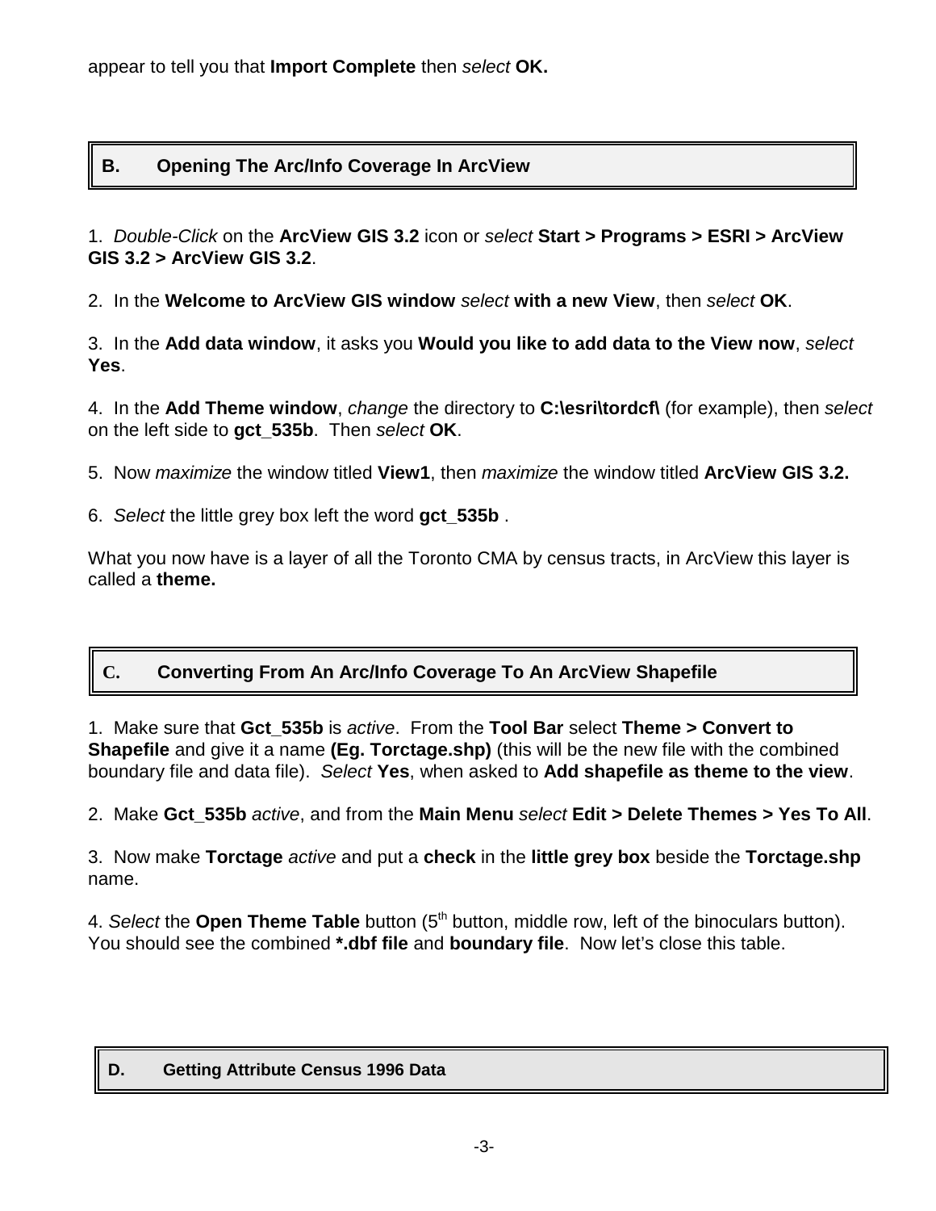appear to tell you that **Import Complete** then *select* **OK.**

## B. Opening The Arc/Info Coverage In ArcView

1. *Double-Click* on the **ArcView GIS 3.2** icon or *select* **Start > Programs > ESRI > ArcView GIS 3.2 > ArcView GIS 3.2**.

2. In the **Welcome to ArcView GIS window** *select* **with a new View**, then *select* **OK**.

3. In the **Add data window**, it asks you **Would you like to add data to the View now**, *select* **Yes**.

4. In the **Add Theme window**, *change* the directory to **C:\esri\tordcf\** (for example), then *select* on the left side to **gct_535b**. Then *select* **OK**.

5. Now *maximize* the window titled **View1**, then *maximize* the window titled **ArcView GIS 3.2.**

6. *Select* the little grey box left the word **gct_535b** .

What you now have is a layer of all the Toronto CMA by census tracts, in ArcView this layer is called a **theme.**

## C. Converting From An Arc/Info Coverage To An ArcView Shapefile

1. Make sure that **Gct_535b** is *active*. From the **Tool Bar** select **Theme > Convert to Shapefile** and give it a name **(Eg. Torctage.shp)** (this will be the new file with the combined boundary file and data file). *Select* **Yes**, when asked to **Add shapefile as theme to the view**.

2. Make **Gct_535b** *active*, and from the **Main Menu** *select* **Edit > Delete Themes > Yes To All**.

3. Now make **Torctage** *active* and put a **check** in the **little grey box** beside the **Torctage.shp** name.

4. *Select* the **Open Theme Table** button (5th button, middle row, left of the binoculars button). You should see the combined ***.dbf file** and **boundary file**. Now let's close this table.

## D. Getting Attribute Census 1996 Data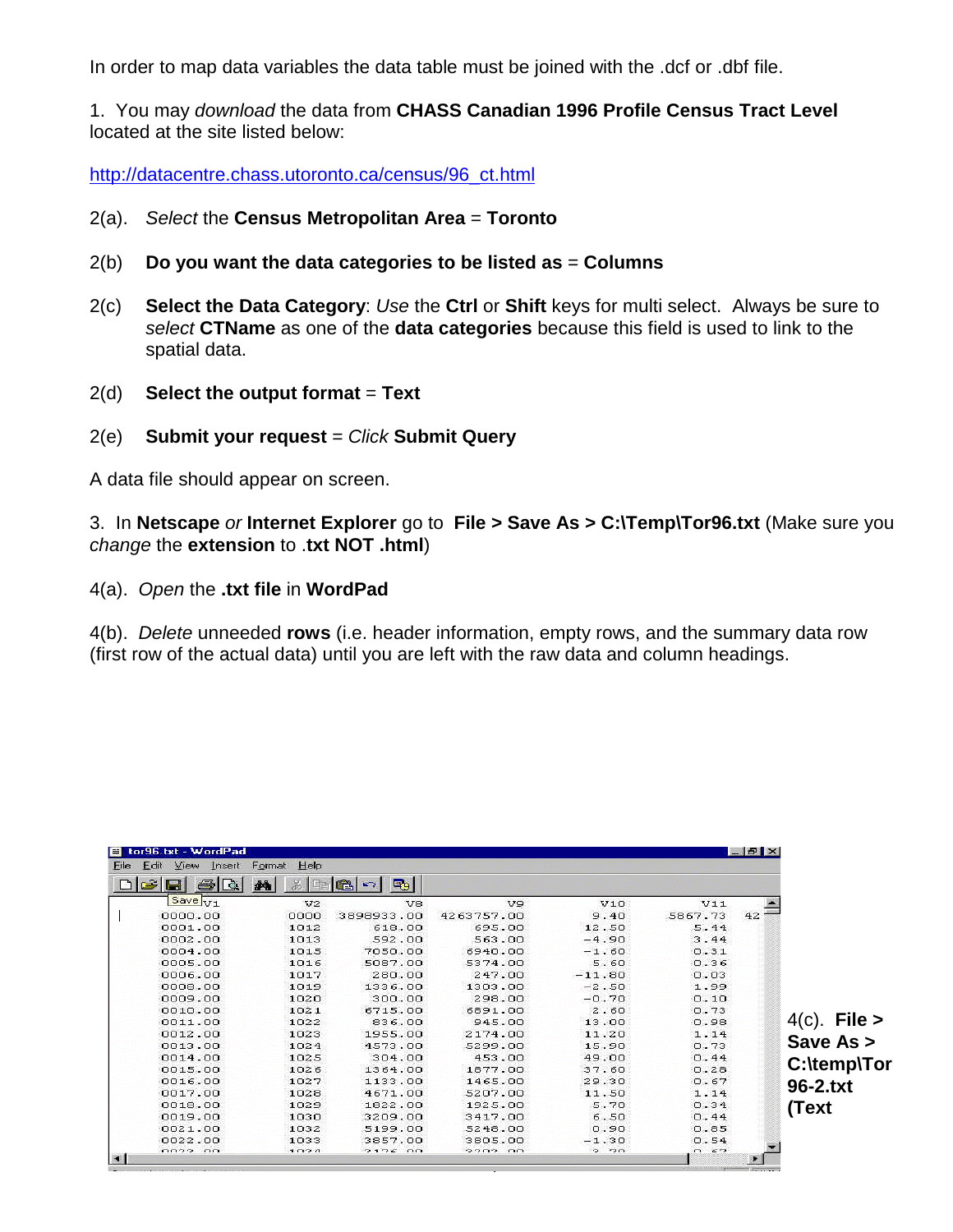In order to map data variables the data table must be joined with the .dcf or .dbf file.

1. You may *download* the data from **CHASS Canadian 1996 Profile Census Tract Level** located at the site listed below:

http://datacentre.chass.utoronto.ca/census/96_ct.html

2(a). *Select* the **Census Metropolitan Area** = **Toronto**

2(b) **Do you want the data categories to be listed as** = **Columns**

2(c) **Select the Data Category**: *Use* the **Ctrl** or **Shift** keys for multi select. Always be sure to *select* **CTName** as one of the **data categories** because this field is used to link to the spatial data.

2(d) **Select the output format** = **Text**

2(e) **Submit your request** = *Click* **Submit Query**

A data file should appear on screen.

3. In **Netscape** *or* **Internet Explorer** go to **File > Save As > C:\Temp\Tor96.txt** (Make sure you *change* the **extension** to .**txt NOT .html**)

4(a). *Open* the **.txt file** in **WordPad**

4(b). *Delete* unneeded **rows** (i.e. header information, empty rows, and the summary data row (first row of the actual data) until you are left with the raw data and column headings.

| V1 | V2 | V8 | V9 | V10 | V11 |
|---|---|---|---|---|---|
| 0000.00 | 0000 | 3898933.00 | 4263757.00 | 9.40 | 5867.73 |
| 0001.00 | 1012 | 618.00 | 695.00 | 12.50 | 5.44 |
| 0002.00 | 1013 | 592.00 | 563.00 | -4.90 | 3.44 |
| 0004.00 | 1015 | 7050.00 | 6940.00 | -1.60 | 0.31 |
| 0005.00 | 1016 | 5087.00 | 5374.00 | 5.60 | 0.36 |
| 0006.00 | 1017 | 280.00 | 247.00 | -11.80 | 0.03 |
| 0008.00 | 1019 | 1336.00 | 1303.00 | -2.50 | 1.99 |
| 0009.00 | 1020 | 300.00 | 298.00 | -0.70 | 0.10 |
| 0010.00 | 1021 | 6715.00 | 6891.00 | 2.60 | 0.73 |
| 0011.00 | 1022 | 836.00 | 945.00 | 13.00 | 0.98 |
| 0012.00 | 1023 | 1955.00 | 2174.00 | 11.20 | 1.14 |
| 0013.00 | 1024 | 4573.00 | 5299.00 | 15.90 | 0.73 |
| 0014.00 | 1025 | 304.00 | 453.00 | 49.00 | 0.44 |
| 0015.00 | 1026 | 1364.00 | 1877.00 | 37.60 | 0.28 |
| 0016.00 | 1027 | 1133.00 | 1465.00 | 29.30 | 0.67 |
| 0017.00 | 1028 | 4671.00 | 5207.00 | 11.50 | 1.14 |
| 0018.00 | 1029 | 1822.00 | 1925.00 | 5.70 | 0.34 |
| 0019.00 | 1030 | 3209.00 | 3417.00 | 6.50 | 0.44 |
| 0021.00 | 1032 | 5199.00 | 5246.00 | 0.90 | 0.85 |
| 0022.00 | 1033 | 3857.00 | 3805.00 | -1.30 | 0.54 |

4(c). **File > Save As > C:\temp\Tor96-2.txt (Text**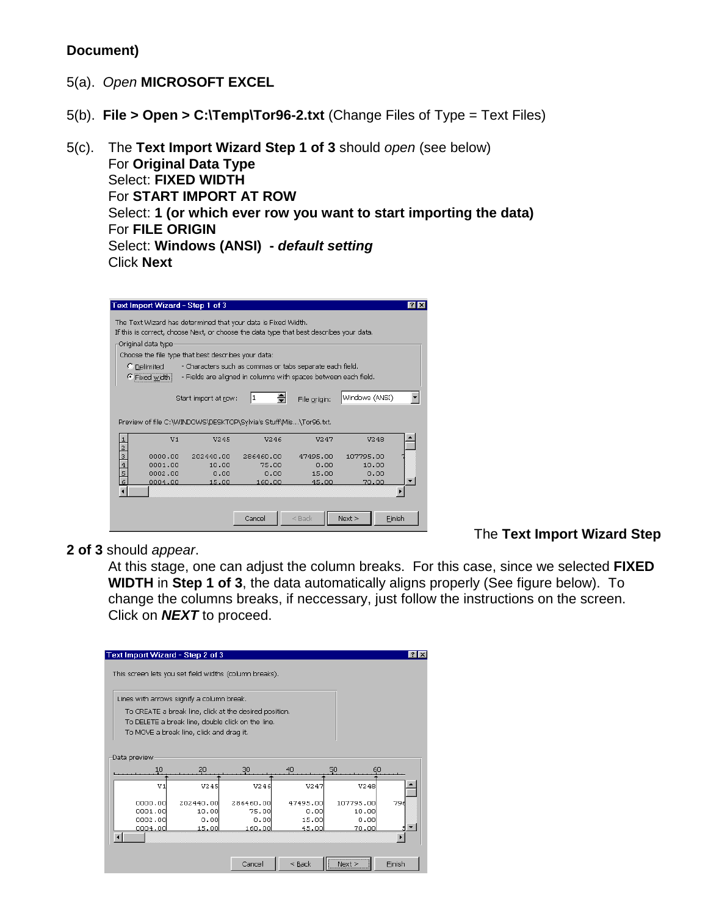**Document)**

5(a). *Open* **MICROSOFT EXCEL**

5(b). **File > Open > C:\Temp\Tor96-2.txt** (Change Files of Type = Text Files)

5(c). The **Text Import Wizard Step 1 of 3** should *open* (see below)
For **Original Data Type**
Select: **FIXED WIDTH**
For **START IMPORT AT ROW**
Select: **1 (or which ever row you want to start importing the data)**
For **FILE ORIGIN**
Select: **Windows (ANSI) -** ***default setting***
Click **Next**

The **Text Import Wizard Step 2 of 3** should *appear*.

At this stage, one can adjust the column breaks. For this case, since we selected **FIXED WIDTH** in **Step 1 of 3**, the data automatically aligns properly (See figure below). To change the columns breaks, if neccessary, just follow the instructions on the screen. Click on ***NEXT*** to proceed.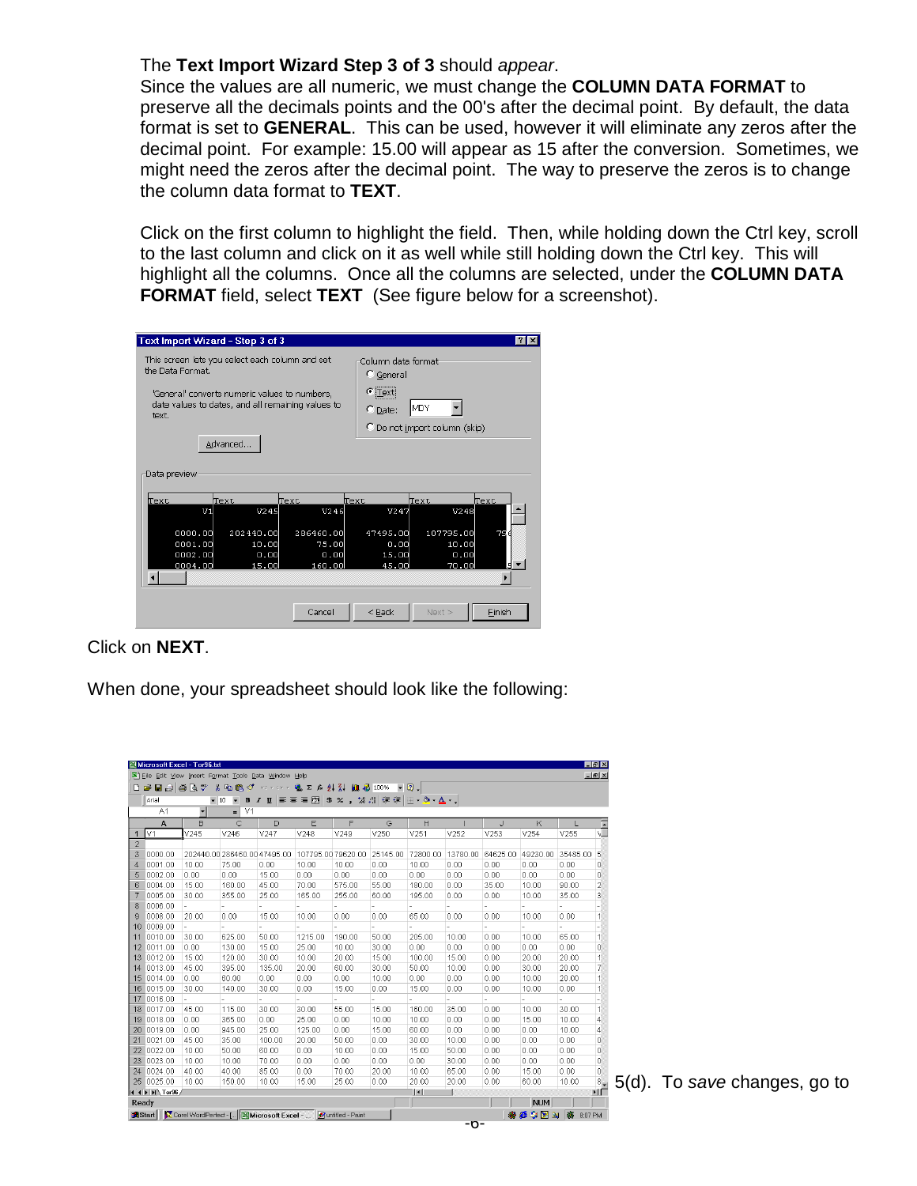The **Text Import Wizard Step 3 of 3** should *appear*.
Since the values are all numeric, we must change the **COLUMN DATA FORMAT** to preserve all the decimals points and the 00's after the decimal point. By default, the data format is set to **GENERAL**. This can be used, however it will eliminate any zeros after the decimal point. For example: 15.00 will appear as 15 after the conversion. Sometimes, we might need the zeros after the decimal point. The way to preserve the zeros is to change the column data format to **TEXT**.

Click on the first column to highlight the field. Then, while holding down the Ctrl key, scroll to the last column and click on it as well while still holding down the Ctrl key. This will highlight all the columns. Once all the columns are selected, under the **COLUMN DATA FORMAT** field, select **TEXT** (See figure below for a screenshot).

Click on **NEXT**.

When done, your spreadsheet should look like the following:

5(d). To *save* changes, go to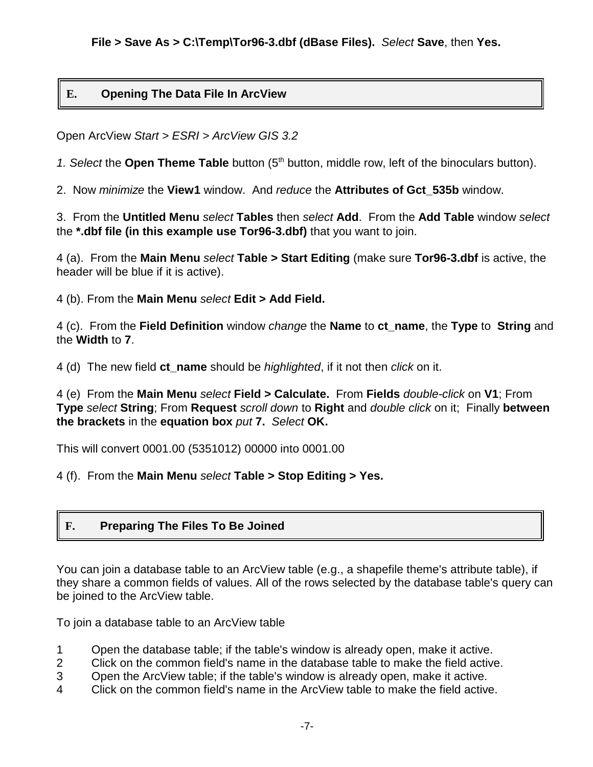**File > Save As > C:\Temp\Tor96-3.dbf (dBase Files).** *Select* **Save**, then **Yes.**

## E. Opening The Data File In ArcView

Open ArcView *Start > ESRI > ArcView GIS 3.2*

*1. Select* the **Open Theme Table** button (5th button, middle row, left of the binoculars button).

2. Now *minimize* the **View1** window. And *reduce* the **Attributes of Gct_535b** window.

3. From the **Untitled Menu** *select* **Tables** then *select* **Add**. From the **Add Table** window *select* the ***.dbf file (in this example use Tor96-3.dbf)** that you want to join.

4 (a). From the **Main Menu** *select* **Table > Start Editing** (make sure **Tor96-3.dbf** is active, the header will be blue if it is active).

4 (b). From the **Main Menu** *select* **Edit > Add Field.**

4 (c). From the **Field Definition** window *change* the **Name** to **ct_name**, the **Type** to **String** and the **Width** to **7**.

4 (d) The new field **ct_name** should be *highlighted*, if it not then *click* on it.

4 (e) From the **Main Menu** *select* **Field > Calculate.** From **Fields** *double-click* on **V1**; From **Type** *select* **String**; From **Request** *scroll down* to **Right** and *double click* on it; Finally **between the brackets** in the **equation box** *put* **7.** *Select* **OK.**

This will convert 0001.00 (5351012) 00000 into 0001.00

4 (f). From the **Main Menu** *select* **Table > Stop Editing > Yes.**

## F. Preparing The Files To Be Joined

You can join a database table to an ArcView table (e.g., a shapefile theme's attribute table), if they share a common fields of values. All of the rows selected by the database table's query can be joined to the ArcView table.

To join a database table to an ArcView table

1 Open the database table; if the table's window is already open, make it active.
2 Click on the common field's name in the database table to make the field active.
3 Open the ArcView table; if the table's window is already open, make it active.
4 Click on the common field's name in the ArcView table to make the field active.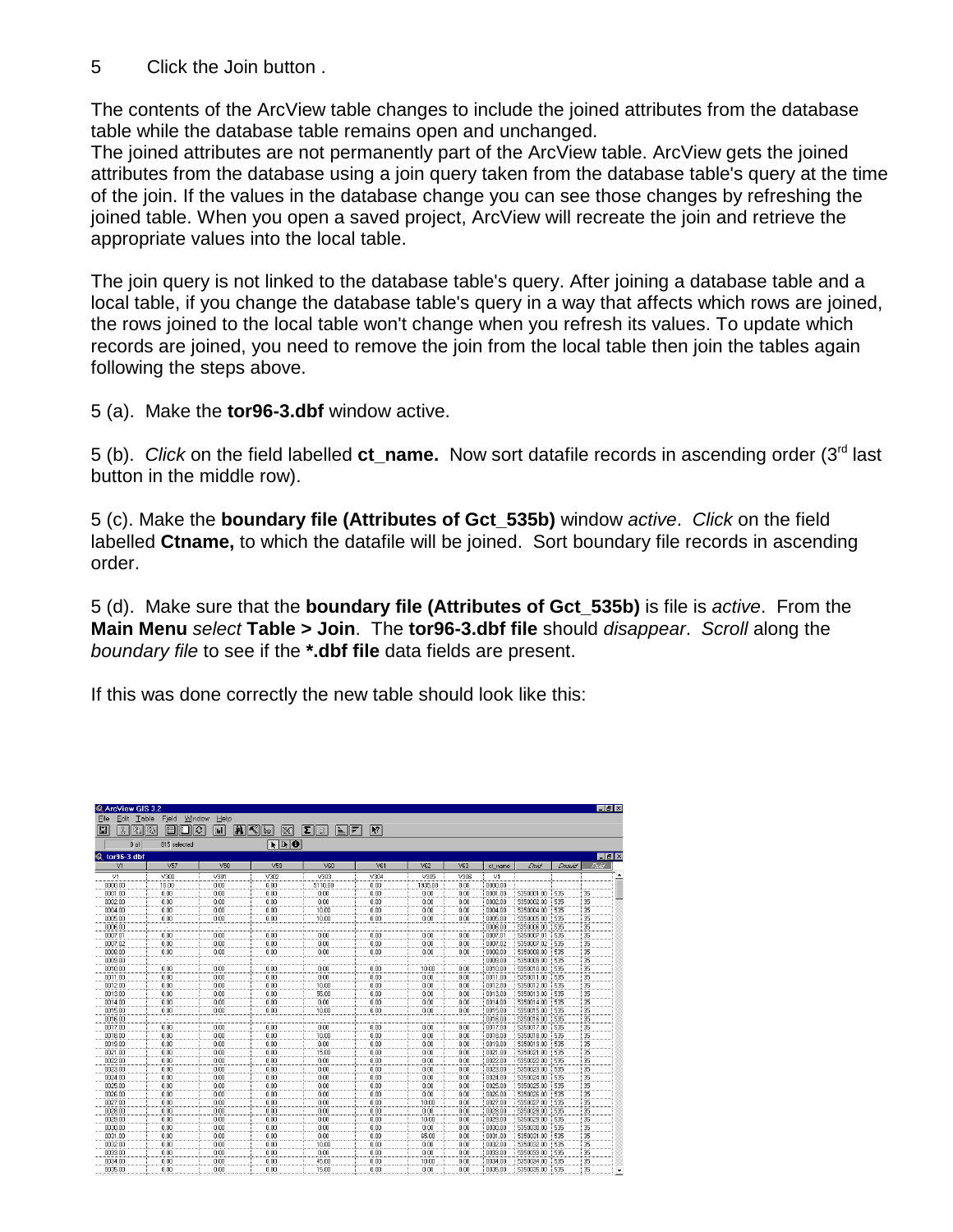5 Click the Join button .

The contents of the ArcView table changes to include the joined attributes from the database table while the database table remains open and unchanged.
The joined attributes are not permanently part of the ArcView table. ArcView gets the joined attributes from the database using a join query taken from the database table's query at the time of the join. If the values in the database change you can see those changes by refreshing the joined table. When you open a saved project, ArcView will recreate the join and retrieve the appropriate values into the local table.

The join query is not linked to the database table's query. After joining a database table and a local table, if you change the database table's query in a way that affects which rows are joined, the rows joined to the local table won't change when you refresh its values. To update which records are joined, you need to remove the join from the local table then join the tables again following the steps above.

5 (a). Make the **tor96-3.dbf** window active.

5 (b). *Click* on the field labelled **ct_name.** Now sort datafile records in ascending order (3[rd] last button in the middle row).

5 (c). Make the **boundary file (Attributes of Gct_535b)** window *active*. *Click* on the field labelled **Ctname,** to which the datafile will be joined. Sort boundary file records in ascending order.

5 (d). Make sure that the **boundary file (Attributes of Gct_535b)** is file is *active*. From the **Main Menu** *select* **Table > Join**. The **tor96-3.dbf file** should *disappear*. *Scroll* along the *boundary file* to see if the ***.dbf file** data fields are present.

If this was done correctly the new table should look like this: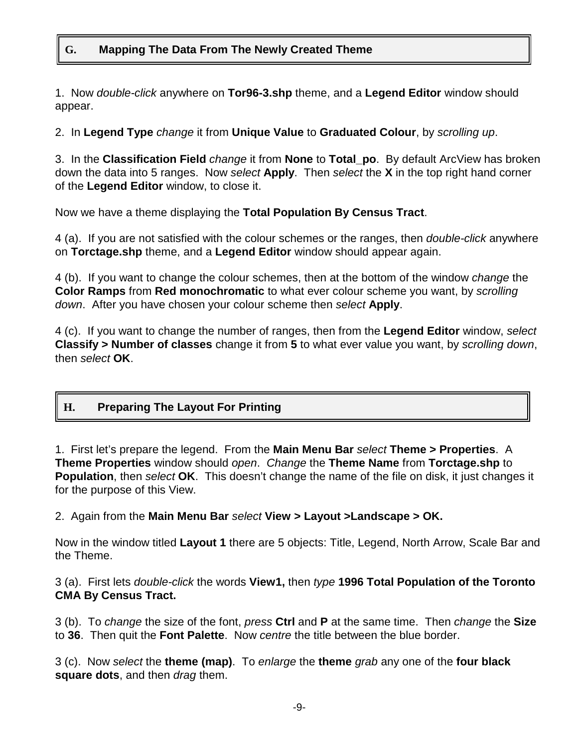## G. Mapping The Data From The Newly Created Theme

1. Now *double-click* anywhere on **Tor96-3.shp** theme, and a **Legend Editor** window should appear.

2. In **Legend Type** *change* it from **Unique Value** to **Graduated Colour**, by *scrolling up*.

3. In the **Classification Field** *change* it from **None** to **Total_po**. By default ArcView has broken down the data into 5 ranges. Now *select* **Apply**. Then *select* the **X** in the top right hand corner of the **Legend Editor** window, to close it.

Now we have a theme displaying the **Total Population By Census Tract**.

4 (a). If you are not satisfied with the colour schemes or the ranges, then *double-click* anywhere on **Torctage.shp** theme, and a **Legend Editor** window should appear again.

4 (b). If you want to change the colour schemes, then at the bottom of the window *change* the **Color Ramps** from **Red monochromatic** to what ever colour scheme you want, by *scrolling down*. After you have chosen your colour scheme then *select* **Apply**.

4 (c). If you want to change the number of ranges, then from the **Legend Editor** window, *select* **Classify > Number of classes** change it from **5** to what ever value you want, by *scrolling down*, then *select* **OK**.

## H. Preparing The Layout For Printing

1. First let's prepare the legend. From the **Main Menu Bar** *select* **Theme > Properties**. A **Theme Properties** window should *open*. *Change* the **Theme Name** from **Torctage.shp** to **Population**, then *select* **OK**. This doesn't change the name of the file on disk, it just changes it for the purpose of this View.

2. Again from the **Main Menu Bar** *select* **View > Layout >Landscape > OK.**

Now in the window titled **Layout 1** there are 5 objects: Title, Legend, North Arrow, Scale Bar and the Theme.

3 (a). First lets *double-click* the words **View1,** then *type* **1996 Total Population of the Toronto CMA By Census Tract.**

3 (b). To *change* the size of the font, *press* **Ctrl** and **P** at the same time. Then *change* the **Size** to **36**. Then quit the **Font Palette**. Now *centre* the title between the blue border.

3 (c). Now *select* the **theme (map)**. To *enlarge* the **theme** *grab* any one of the **four black square dots**, and then *drag* them.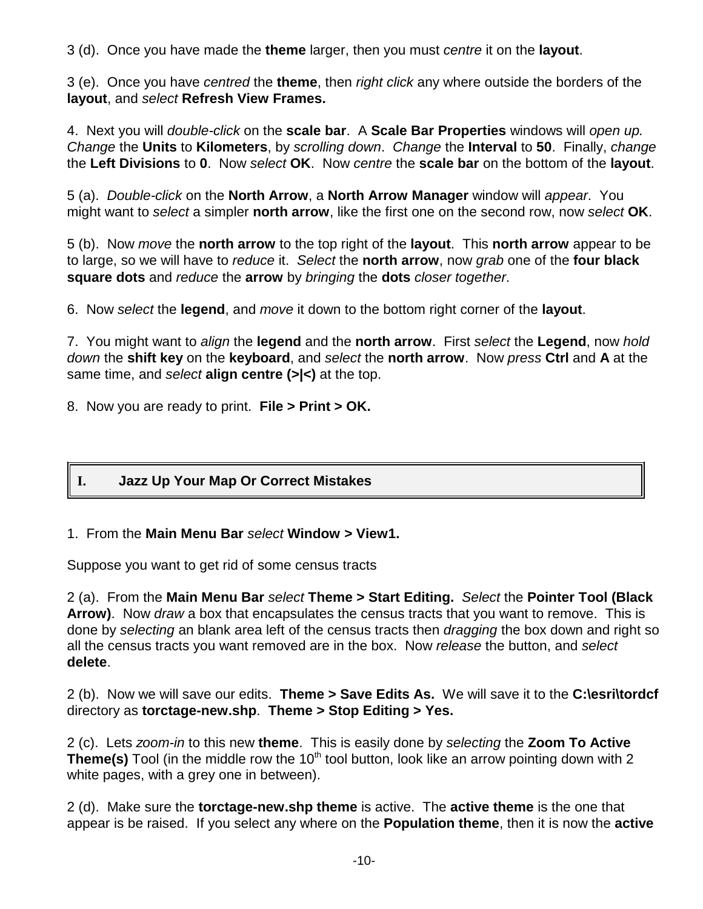3 (d). Once you have made the **theme** larger, then you must *centre* it on the **layout**.

3 (e). Once you have *centred* the **theme**, then *right click* any where outside the borders of the **layout**, and *select* **Refresh View Frames.**

4. Next you will *double-click* on the **scale bar**. A **Scale Bar Properties** windows will *open up. Change* the **Units** to **Kilometers**, by *scrolling down*. *Change* the **Interval** to **50**. Finally, *change* the **Left Divisions** to **0**. Now *select* **OK**. Now *centre* the **scale bar** on the bottom of the **layout**.

5 (a). *Double-click* on the **North Arrow**, a **North Arrow Manager** window will *appear*. You might want to *select* a simpler **north arrow**, like the first one on the second row, now *select* **OK**.

5 (b). Now *move* the **north arrow** to the top right of the **layout**. This **north arrow** appear to be to large, so we will have to *reduce* it. *Select* the **north arrow**, now *grab* one of the **four black square dots** and *reduce* the **arrow** by *bringing* the **dots** *closer together*.

6. Now *select* the **legend**, and *move* it down to the bottom right corner of the **layout**.

7. You might want to *align* the **legend** and the **north arrow**. First *select* the **Legend**, now *hold down* the **shift key** on the **keyboard**, and *select* the **north arrow**. Now *press* **Ctrl** and **A** at the same time, and *select* **align centre (>|<)** at the top.

8. Now you are ready to print. **File > Print > OK.**

## I. Jazz Up Your Map Or Correct Mistakes

1. From the **Main Menu Bar** *select* **Window > View1.**

Suppose you want to get rid of some census tracts

2 (a). From the **Main Menu Bar** *select* **Theme > Start Editing.** *Select* the **Pointer Tool (Black Arrow)**. Now *draw* a box that encapsulates the census tracts that you want to remove. This is done by *selecting* an blank area left of the census tracts then *dragging* the box down and right so all the census tracts you want removed are in the box. Now *release* the button, and *select* **delete**.

2 (b). Now we will save our edits. **Theme > Save Edits As.** We will save it to the **C:\esri\tordcf** directory as **torctage-new.shp**. **Theme > Stop Editing > Yes.**

2 (c). Lets *zoom-in* to this new **theme**. This is easily done by *selecting* the **Zoom To Active Theme(s)** Tool (in the middle row the 10th tool button, look like an arrow pointing down with 2 white pages, with a grey one in between).

2 (d). Make sure the **torctage-new.shp theme** is active. The **active theme** is the one that appear is be raised. If you select any where on the **Population theme**, then it is now the **active**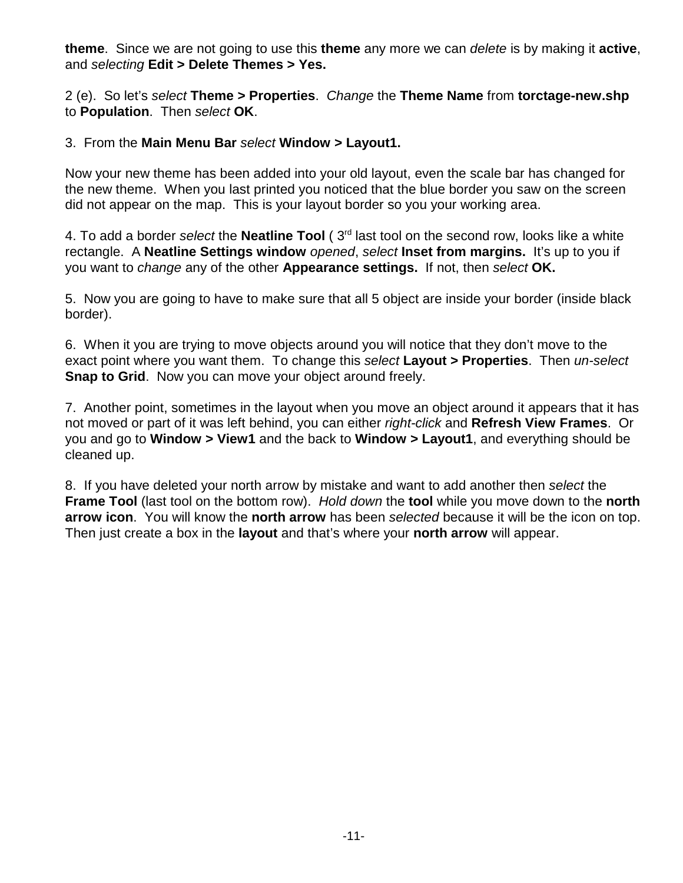**theme**. Since we are not going to use this **theme** any more we can *delete* is by making it **active**, and *selecting* **Edit > Delete Themes > Yes.**

2 (e). So let's *select* **Theme > Properties**. *Change* the **Theme Name** from **torctage-new.shp** to **Population**. Then *select* **OK**.

3. From the **Main Menu Bar** *select* **Window > Layout1.**

Now your new theme has been added into your old layout, even the scale bar has changed for the new theme. When you last printed you noticed that the blue border you saw on the screen did not appear on the map. This is your layout border so you your working area.

4. To add a border *select* the **Neatline Tool** ( 3rd last tool on the second row, looks like a white rectangle. A **Neatline Settings window** *opened*, *select* **Inset from margins.** It's up to you if you want to *change* any of the other **Appearance settings.** If not, then *select* **OK.**

5. Now you are going to have to make sure that all 5 object are inside your border (inside black border).

6. When it you are trying to move objects around you will notice that they don't move to the exact point where you want them. To change this *select* **Layout > Properties**. Then *un-select* **Snap to Grid**. Now you can move your object around freely.

7. Another point, sometimes in the layout when you move an object around it appears that it has not moved or part of it was left behind, you can either *right-click* and **Refresh View Frames**. Or you and go to **Window > View1** and the back to **Window > Layout1**, and everything should be cleaned up.

8. If you have deleted your north arrow by mistake and want to add another then *select* the **Frame Tool** (last tool on the bottom row). *Hold down* the **tool** while you move down to the **north arrow icon**. You will know the **north arrow** has been *selected* because it will be the icon on top. Then just create a box in the **layout** and that's where your **north arrow** will appear.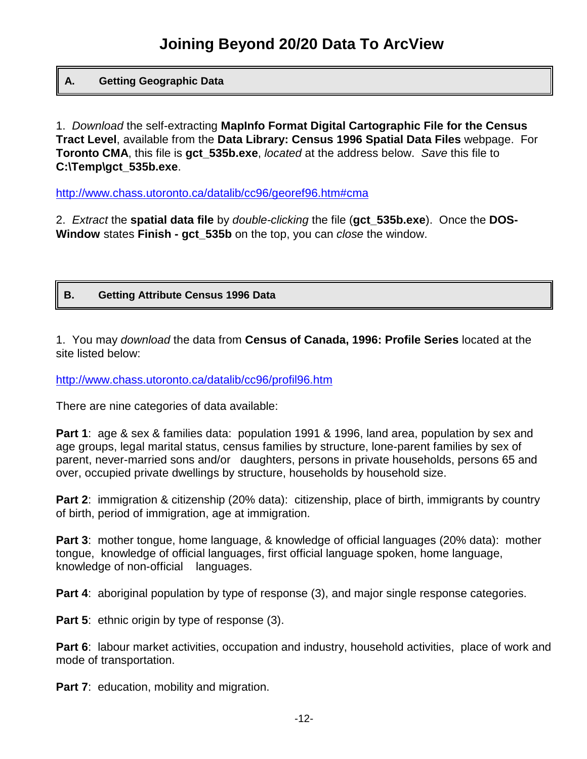# Joining Beyond 20/20 Data To ArcView

## A. Getting Geographic Data

1. *Download* the self-extracting **MapInfo Format Digital Cartographic File for the Census Tract Level**, available from the **Data Library: Census 1996 Spatial Data Files** webpage. For **Toronto CMA**, this file is **gct_535b.exe**, *located* at the address below. *Save* this file to **C:\Temp\gct_535b.exe**.

http://www.chass.utoronto.ca/datalib/cc96/georef96.htm#cma

2. *Extract* the **spatial data file** by *double-clicking* the file (**gct_535b.exe**). Once the **DOS-Window** states **Finish - gct_535b** on the top, you can *close* the window.

## B. Getting Attribute Census 1996 Data

1. You may *download* the data from **Census of Canada, 1996: Profile Series** located at the site listed below:

http://www.chass.utoronto.ca/datalib/cc96/profil96.htm

There are nine categories of data available:

**Part 1**: age & sex & families data: population 1991 & 1996, land area, population by sex and age groups, legal marital status, census families by structure, lone-parent families by sex of parent, never-married sons and/or daughters, persons in private households, persons 65 and over, occupied private dwellings by structure, households by household size.

**Part 2**: immigration & citizenship (20% data): citizenship, place of birth, immigrants by country of birth, period of immigration, age at immigration.

**Part 3**: mother tongue, home language, & knowledge of official languages (20% data): mother tongue, knowledge of official languages, first official language spoken, home language, knowledge of non-official languages.

**Part 4**: aboriginal population by type of response (3), and major single response categories.

**Part 5**: ethnic origin by type of response (3).

**Part 6**: labour market activities, occupation and industry, household activities, place of work and mode of transportation.

**Part 7**: education, mobility and migration.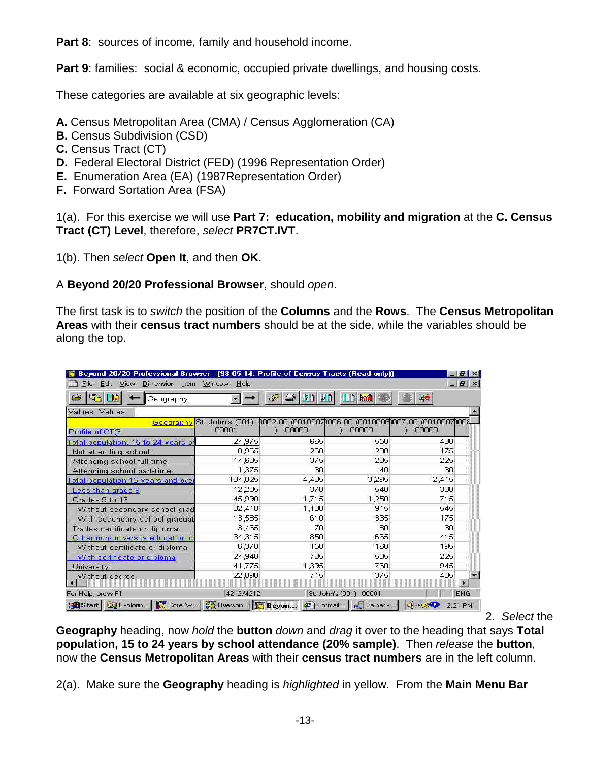**Part 8**: sources of income, family and household income.

**Part 9**: families: social & economic, occupied private dwellings, and housing costs.

These categories are available at six geographic levels:

**A.** Census Metropolitan Area (CMA) / Census Agglomeration (CA)
**B.** Census Subdivision (CSD)
**C.** Census Tract (CT)
**D.** Federal Electoral District (FED) (1996 Representation Order)
**E.** Enumeration Area (EA) (1987Representation Order)
**F.** Forward Sortation Area (FSA)

1(a). For this exercise we will use **Part 7: education, mobility and migration** at the **C. Census Tract (CT) Level**, therefore, *select* **PR7CT.IVT**.

1(b). Then *select* **Open It**, and then **OK**.

A **Beyond 20/20 Professional Browser**, should *open*.

The first task is to *switch* the position of the **Columns** and the **Rows**. The **Census Metropolitan Areas** with their **census tract numbers** should be at the side, while the variables should be along the top.

Beyond 20/20 Professional Browser - [98-05-14: Profile of Census Tracts [Read-only]]

| Geography / Profile of CT(6 | St. John's (001) 00001 | 0002.00 (0010002) 00000 | 0006.00 (0010006) 00000 | 0007.00 (0010007) 00000 |
|---|---|---|---|---|
| Total population, 15 to 24 years b | 27,975 | 665 | 550 | 430 |
| Not attending school | 8,965 | 260 | 280 | 175 |
| Attending school full-time | 17,635 | 375 | 235 | 225 |
| Attending school part-time | 1,375 | 30 | 40 | 30 |
| Total population 15 years and over | 137,825 | 4,405 | 3,295 | 2,415 |
| Less than grade 9 | 12,285 | 370 | 540 | 300 |
| Grades 9 to 13 | 45,990 | 1,715 | 1,250 | 715 |
| Without secondary school grad | 32,410 | 1,100 | 915 | 545 |
| With secondary school graduat | 13,585 | 610 | 335 | 175 |
| Trades certificate or diploma | 3,465 | 70 | 80 | 30 |
| Other non-university education o | 34,315 | 850 | 665 | 415 |
| Without certificate or diploma | 6,370 | 150 | 160 | 195 |
| With certificate or diploma | 27,940 | 705 | 505 | 225 |
| University | 41,775 | 1,395 | 760 | 945 |
| Without degree | 22,090 | 715 | 375 | 405 |

2. *Select* the **Geography** heading, now *hold* the **button** *down* and *drag* it over to the heading that says **Total population, 15 to 24 years by school attendance (20% sample)**. Then *release* the **button**, now the **Census Metropolitan Areas** with their **census tract numbers** are in the left column.

2(a). Make sure the **Geography** heading is *highlighted* in yellow. From the **Main Menu Bar**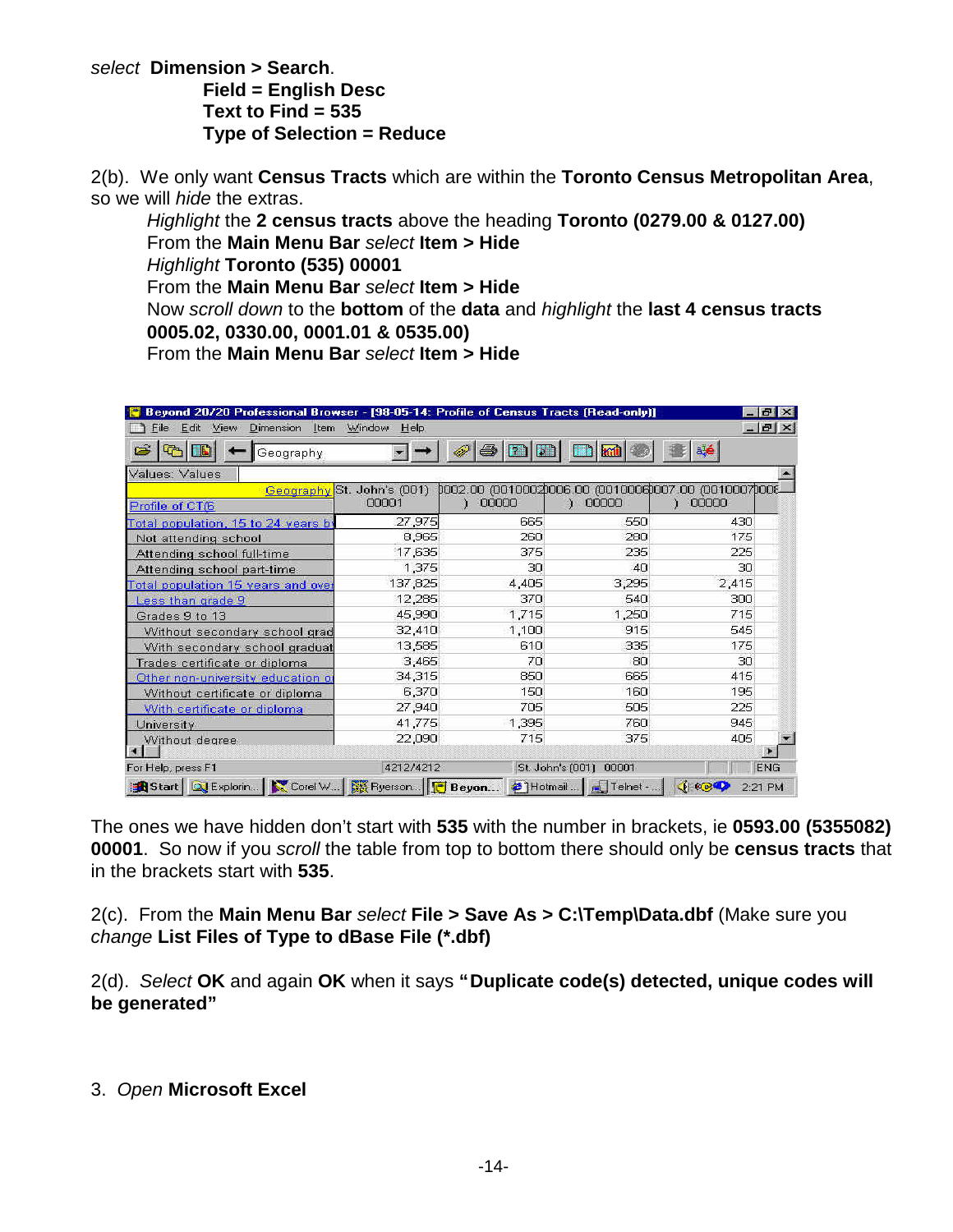*select* **Dimension > Search**.

**Field = English Desc**
**Text to Find = 535**
**Type of Selection = Reduce**

2(b). We only want **Census Tracts** which are within the **Toronto Census Metropolitan Area**, so we will *hide* the extras.

*Highlight* the **2 census tracts** above the heading **Toronto (0279.00 & 0127.00)**
From the **Main Menu Bar** *select* **Item > Hide**
*Highlight* **Toronto (535) 00001**
From the **Main Menu Bar** *select* **Item > Hide**
Now *scroll down* to the **bottom** of the **data** and *highlight* the **last 4 census tracts 0005.02, 0330.00, 0001.01 & 0535.00)**
From the **Main Menu Bar** *select* **Item > Hide**

The ones we have hidden don't start with **535** with the number in brackets, ie **0593.00 (5355082) 00001**. So now if you *scroll* the table from top to bottom there should only be **census tracts** that in the brackets start with **535**.

2(c). From the **Main Menu Bar** *select* **File > Save As > C:\Temp\Data.dbf** (Make sure you *change* **List Files of Type to dBase File (*.dbf)**

2(d). *Select* **OK** and again **OK** when it says **"Duplicate code(s) detected, unique codes will be generated"**

3. *Open* **Microsoft Excel**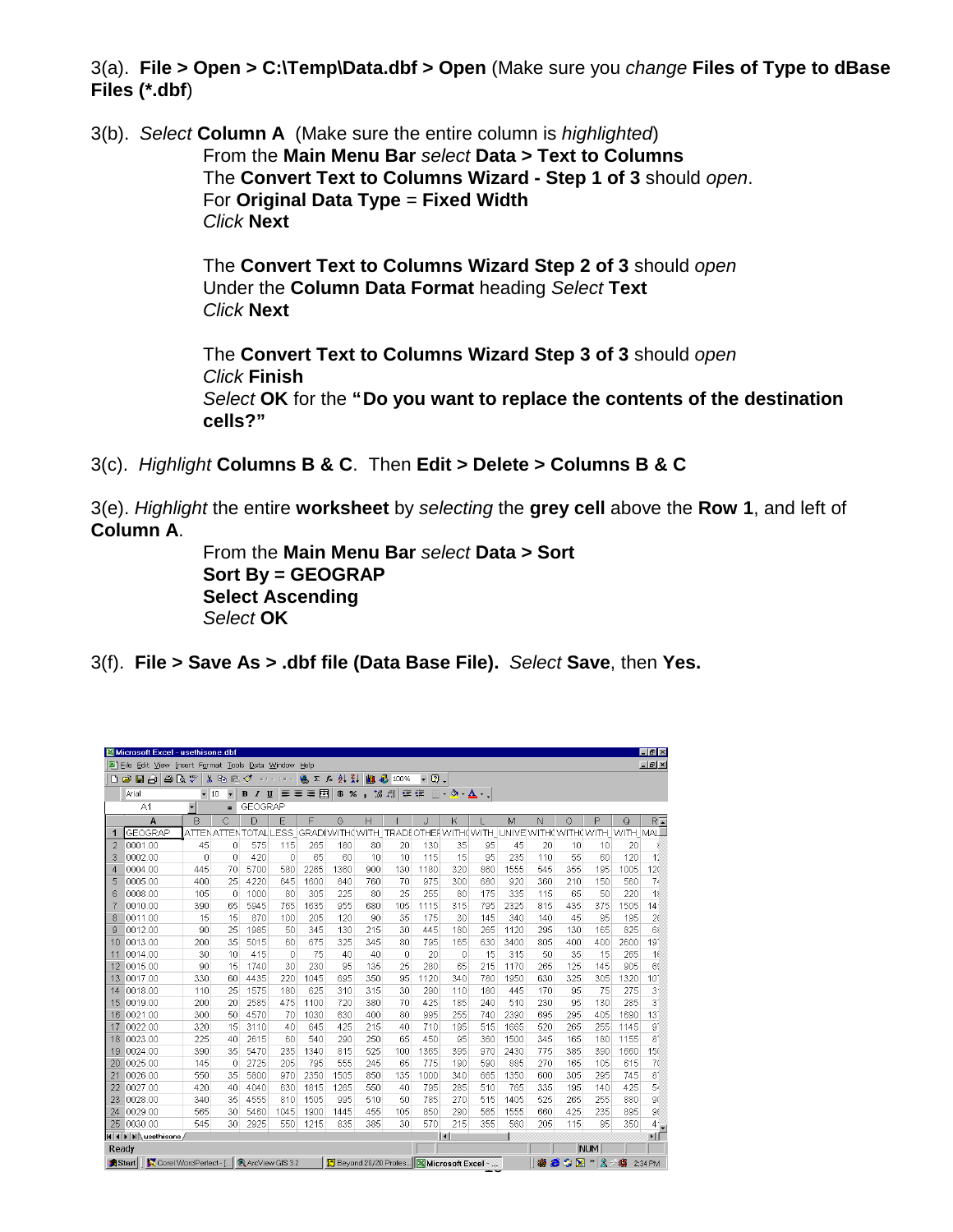3(a). **File > Open > C:\Temp\Data.dbf > Open** (Make sure you *change* **Files of Type to dBase Files (*.dbf**)

3(b). *Select* **Column A** (Make sure the entire column is *highlighted*)

From the **Main Menu Bar** *select* **Data > Text to Columns**
The **Convert Text to Columns Wizard - Step 1 of 3** should *open*.
For **Original Data Type** = **Fixed Width**
*Click* **Next**

The **Convert Text to Columns Wizard Step 2 of 3** should *open*
Under the **Column Data Format** heading *Select* **Text**
*Click* **Next**

The **Convert Text to Columns Wizard Step 3 of 3** should *open*
*Click* **Finish**
*Select* **OK** for the **"Do you want to replace the contents of the destination cells?"**

3(c). *Highlight* **Columns B & C**. Then **Edit > Delete > Columns B & C**

3(e). *Highlight* the entire **worksheet** by *selecting* the **grey cell** above the **Row 1**, and left of **Column A**.

From the **Main Menu Bar** *select* **Data > Sort**
**Sort By = GEOGRAP**
**Select Ascending**
*Select* **OK**

3(f). **File > Save As > .dbf file (Data Base File).** *Select* **Save**, then **Yes.**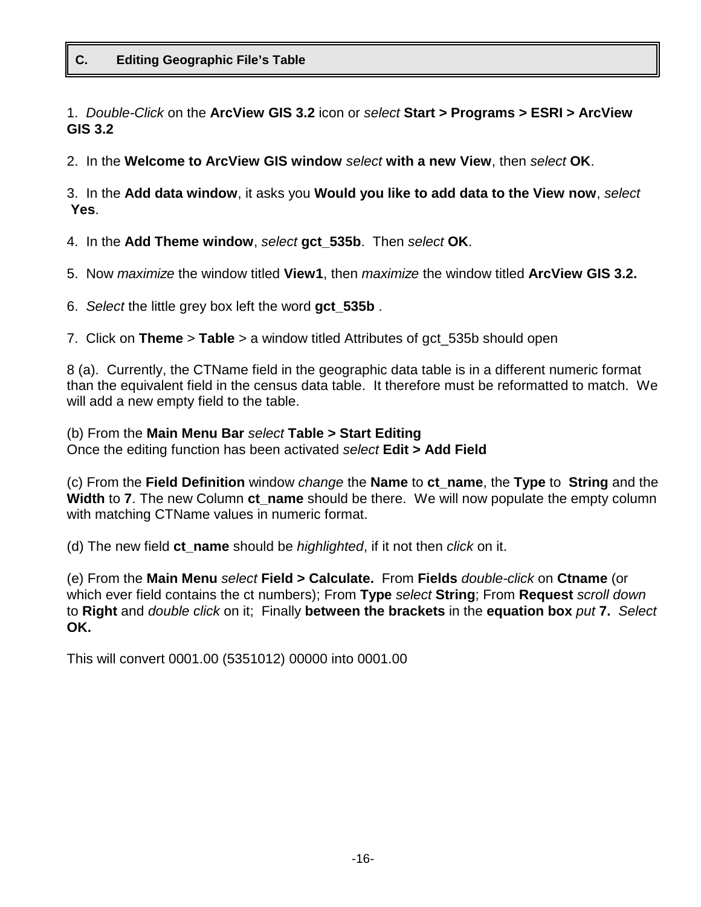## C. Editing Geographic File's Table

1. *Double-Click* on the **ArcView GIS 3.2** icon or *select* **Start > Programs > ESRI > ArcView GIS 3.2**

2. In the **Welcome to ArcView GIS window** *select* **with a new View**, then *select* **OK**.

3. In the **Add data window**, it asks you **Would you like to add data to the View now**, *select* **Yes**.

4. In the **Add Theme window**, *select* **gct_535b**. Then *select* **OK**.

5. Now *maximize* the window titled **View1**, then *maximize* the window titled **ArcView GIS 3.2.**

6. *Select* the little grey box left the word **gct_535b** .

7. Click on **Theme** > **Table** > a window titled Attributes of gct_535b should open

8 (a). Currently, the CTName field in the geographic data table is in a different numeric format than the equivalent field in the census data table. It therefore must be reformatted to match. We will add a new empty field to the table.

(b) From the **Main Menu Bar** *select* **Table > Start Editing**
Once the editing function has been activated *select* **Edit > Add Field**

(c) From the **Field Definition** window *change* the **Name** to **ct_name**, the **Type** to **String** and the **Width** to **7**. The new Column **ct_name** should be there. We will now populate the empty column with matching CTName values in numeric format.

(d) The new field **ct_name** should be *highlighted*, if it not then *click* on it.

(e) From the **Main Menu** *select* **Field > Calculate.** From **Fields** *double-click* on **Ctname** (or which ever field contains the ct numbers); From **Type** *select* **String**; From **Request** *scroll down* to **Right** and *double click* on it; Finally **between the brackets** in the **equation box** *put* **7.** *Select* **OK.**

This will convert 0001.00 (5351012) 00000 into 0001.00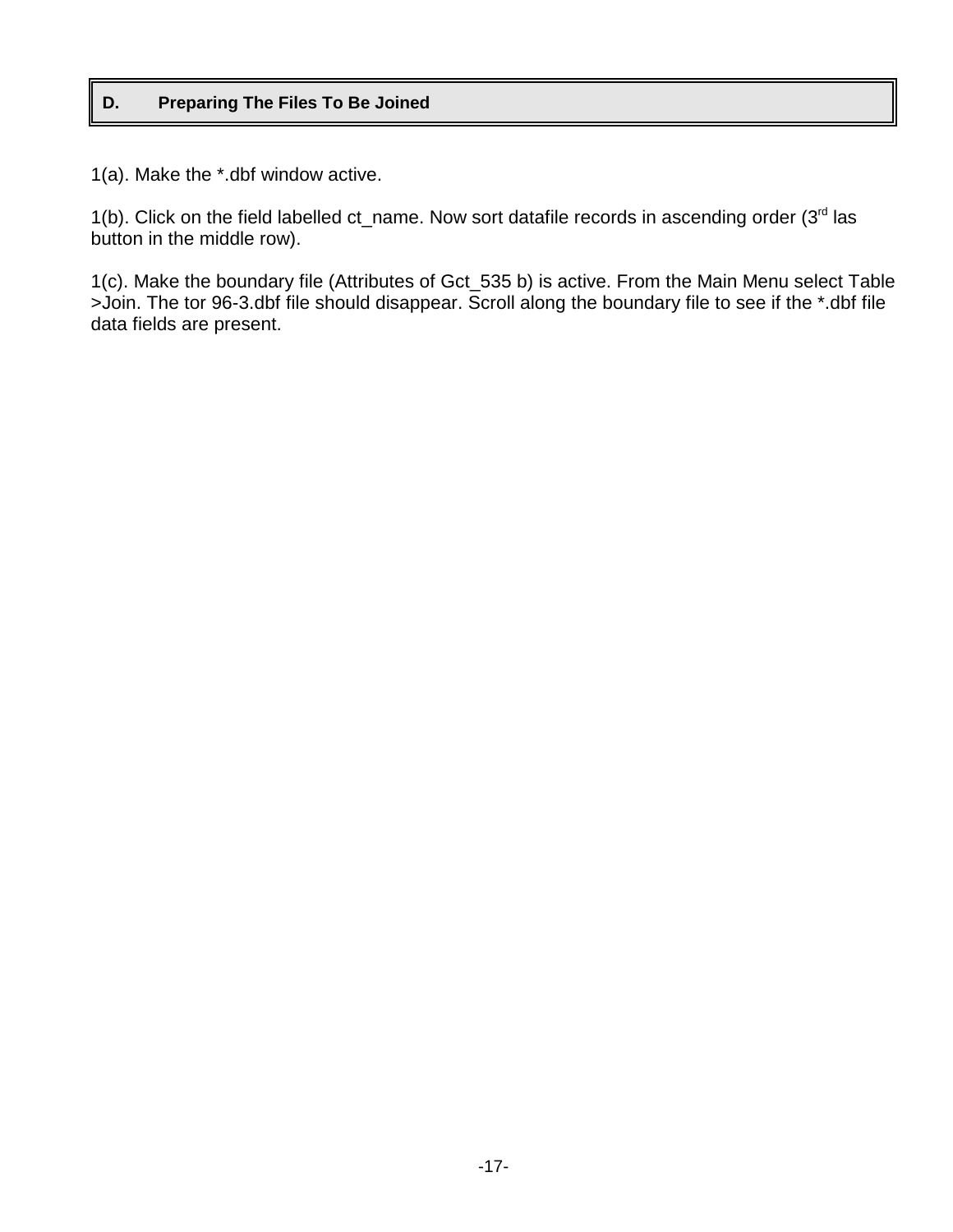## D. Preparing The Files To Be Joined

1(a). Make the *.dbf window active.

1(b). Click on the field labelled ct_name. Now sort datafile records in ascending order (3rd las button in the middle row).

1(c). Make the boundary file (Attributes of Gct_535 b) is active. From the Main Menu select Table >Join. The tor 96-3.dbf file should disappear. Scroll along the boundary file to see if the *.dbf file data fields are present.